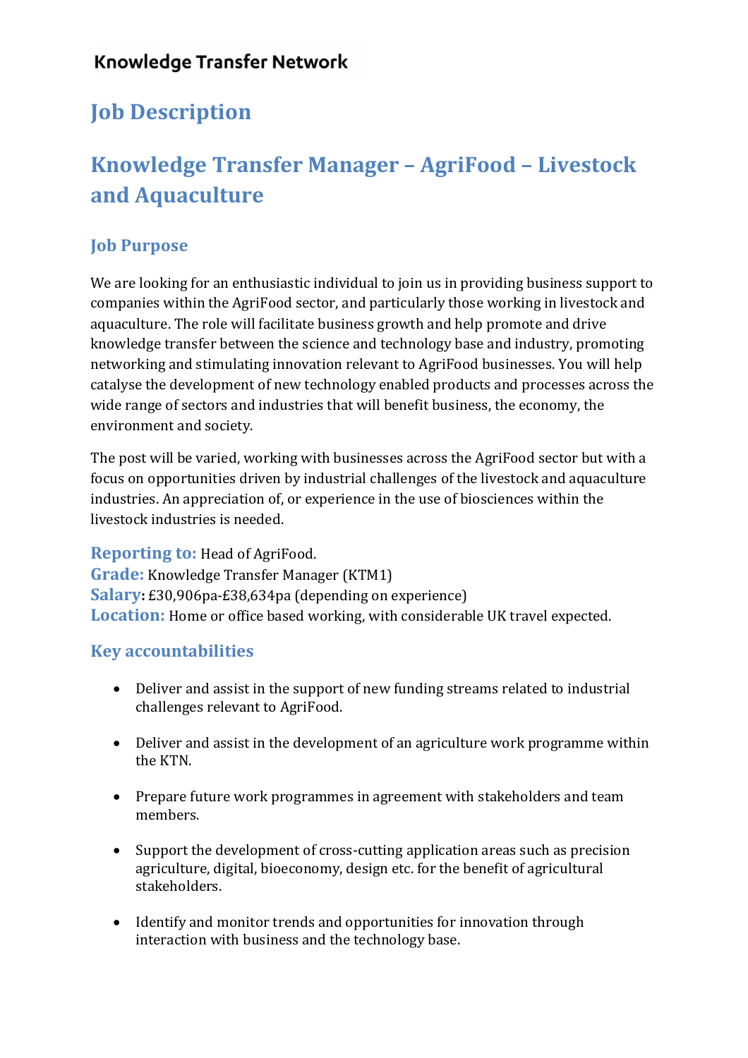Knowledge Transfer Network

# Job Description

# Knowledge Transfer Manager – AgriFood – Livestock and Aquaculture

## Job Purpose

We are looking for an enthusiastic individual to join us in providing business support to companies within the AgriFood sector, and particularly those working in livestock and aquaculture. The role will facilitate business growth and help promote and drive knowledge transfer between the science and technology base and industry, promoting networking and stimulating innovation relevant to AgriFood businesses. You will help catalyse the development of new technology enabled products and processes across the wide range of sectors and industries that will benefit business, the economy, the environment and society.

The post will be varied, working with businesses across the AgriFood sector but with a focus on opportunities driven by industrial challenges of the livestock and aquaculture industries. An appreciation of, or experience in the use of biosciences within the livestock industries is needed.

**Reporting to:** Head of AgriFood.
**Grade:** Knowledge Transfer Manager (KTM1)
**Salary:** £30,906pa-£38,634pa (depending on experience)
**Location:** Home or office based working, with considerable UK travel expected.

## Key accountabilities

- Deliver and assist in the support of new funding streams related to industrial challenges relevant to AgriFood.
- Deliver and assist in the development of an agriculture work programme within the KTN.
- Prepare future work programmes in agreement with stakeholders and team members.
- Support the development of cross-cutting application areas such as precision agriculture, digital, bioeconomy, design etc. for the benefit of agricultural stakeholders.
- Identify and monitor trends and opportunities for innovation through interaction with business and the technology base.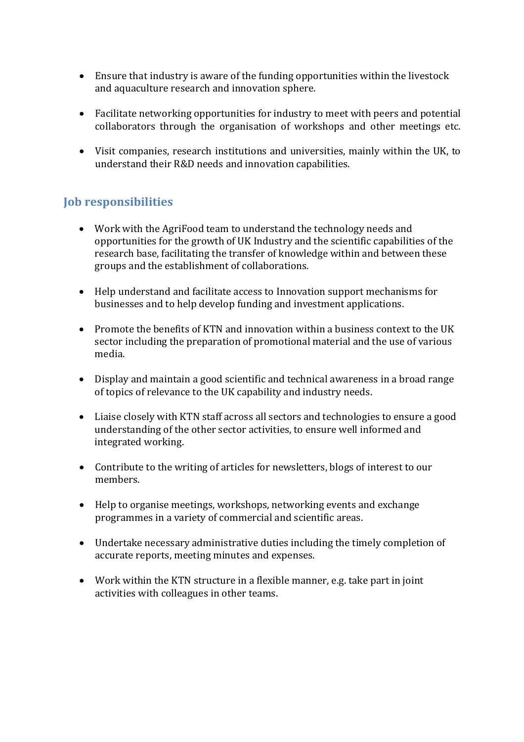- Ensure that industry is aware of the funding opportunities within the livestock and aquaculture research and innovation sphere.

- Facilitate networking opportunities for industry to meet with peers and potential collaborators through the organisation of workshops and other meetings etc.

- Visit companies, research institutions and universities, mainly within the UK, to understand their R&D needs and innovation capabilities.

## Job responsibilities

- Work with the AgriFood team to understand the technology needs and opportunities for the growth of UK Industry and the scientific capabilities of the research base, facilitating the transfer of knowledge within and between these groups and the establishment of collaborations.

- Help understand and facilitate access to Innovation support mechanisms for businesses and to help develop funding and investment applications.

- Promote the benefits of KTN and innovation within a business context to the UK sector including the preparation of promotional material and the use of various media.

- Display and maintain a good scientific and technical awareness in a broad range of topics of relevance to the UK capability and industry needs.

- Liaise closely with KTN staff across all sectors and technologies to ensure a good understanding of the other sector activities, to ensure well informed and integrated working.

- Contribute to the writing of articles for newsletters, blogs of interest to our members.

- Help to organise meetings, workshops, networking events and exchange programmes in a variety of commercial and scientific areas.

- Undertake necessary administrative duties including the timely completion of accurate reports, meeting minutes and expenses.

- Work within the KTN structure in a flexible manner, e.g. take part in joint activities with colleagues in other teams.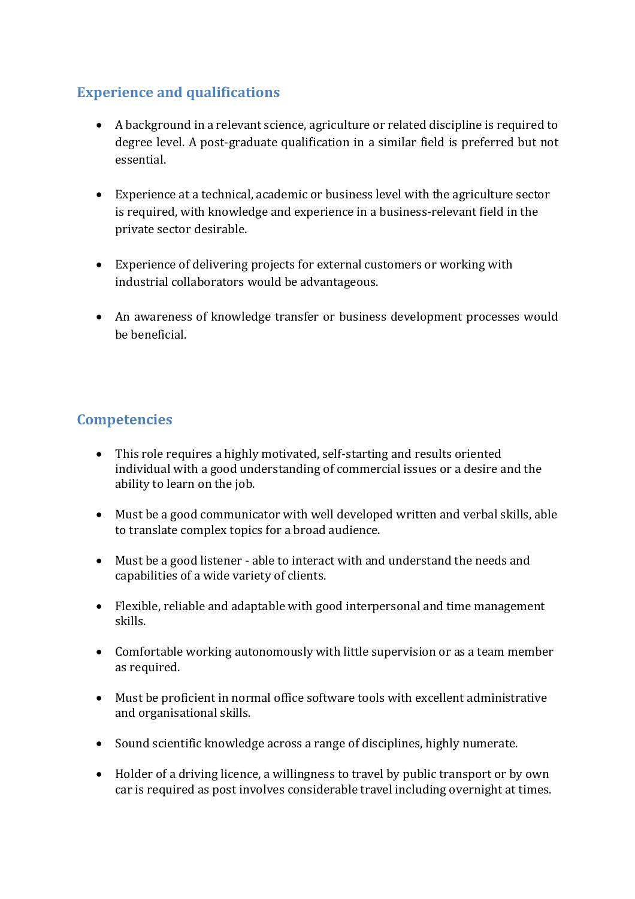## Experience and qualifications

- A background in a relevant science, agriculture or related discipline is required to degree level. A post-graduate qualification in a similar field is preferred but not essential.

- Experience at a technical, academic or business level with the agriculture sector is required, with knowledge and experience in a business-relevant field in the private sector desirable.

- Experience of delivering projects for external customers or working with industrial collaborators would be advantageous.

- An awareness of knowledge transfer or business development processes would be beneficial.

## Competencies

- This role requires a highly motivated, self-starting and results oriented individual with a good understanding of commercial issues or a desire and the ability to learn on the job.

- Must be a good communicator with well developed written and verbal skills, able to translate complex topics for a broad audience.

- Must be a good listener - able to interact with and understand the needs and capabilities of a wide variety of clients.

- Flexible, reliable and adaptable with good interpersonal and time management skills.

- Comfortable working autonomously with little supervision or as a team member as required.

- Must be proficient in normal office software tools with excellent administrative and organisational skills.

- Sound scientific knowledge across a range of disciplines, highly numerate.

- Holder of a driving licence, a willingness to travel by public transport or by own car is required as post involves considerable travel including overnight at times.